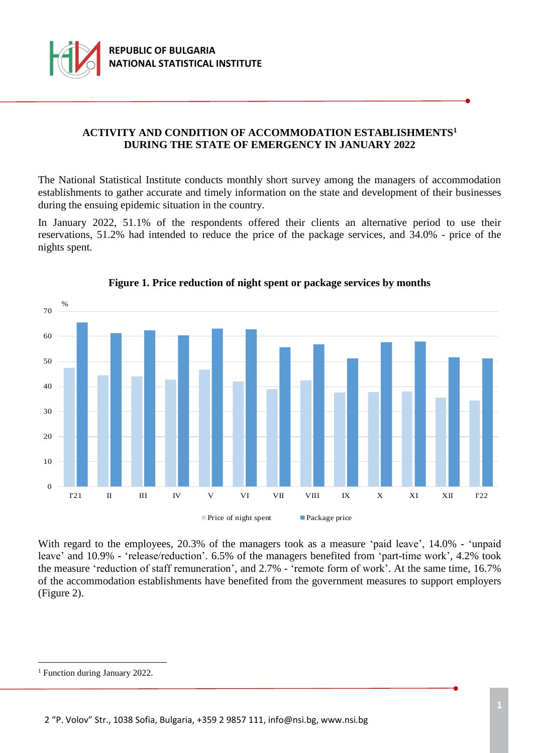# ACTIVITY AND CONDITION OF ACCOMMODATION ESTABLISHMENTS[1] DURING THE STATE OF EMERGENCY IN JANUARY 2022

The National Statistical Institute conducts monthly short survey among the managers of accommodation establishments to gather accurate and timely information on the state and development of their businesses during the ensuing epidemic situation in the country.

In January 2022, 51.1% of the respondents offered their clients an alternative period to use their reservations, 51.2% had intended to reduce the price of the package services, and 34.0% - price of the nights spent.

**Figure 1. Price reduction of night spent or package services by months**

With regard to the employees, 20.3% of the managers took as a measure 'paid leave', 14.0% - 'unpaid leave' and 10.9% - 'release/reduction'. 6.5% of the managers benefited from 'part-time work', 4.2% took the measure 'reduction of staff remuneration', and 2.7% - 'remote form of work'. At the same time, 16.7% of the accommodation establishments have benefited from the government measures to support employers (Figure 2).

---

[1] Function during January 2022.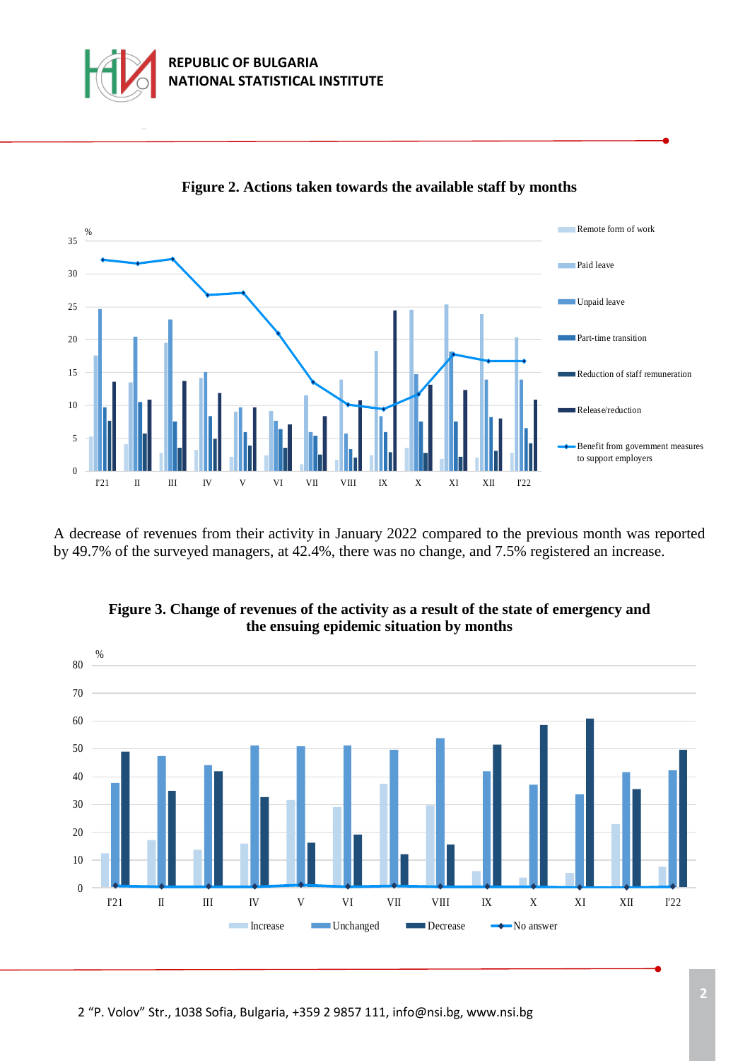**Figure 2. Actions taken towards the available staff by months**

A decrease of revenues from their activity in January 2022 compared to the previous month was reported by 49.7% of the surveyed managers, at 42.4%, there was no change, and 7.5% registered an increase.

**Figure 3. Change of revenues of the activity as a result of the state of emergency and the ensuing epidemic situation by months**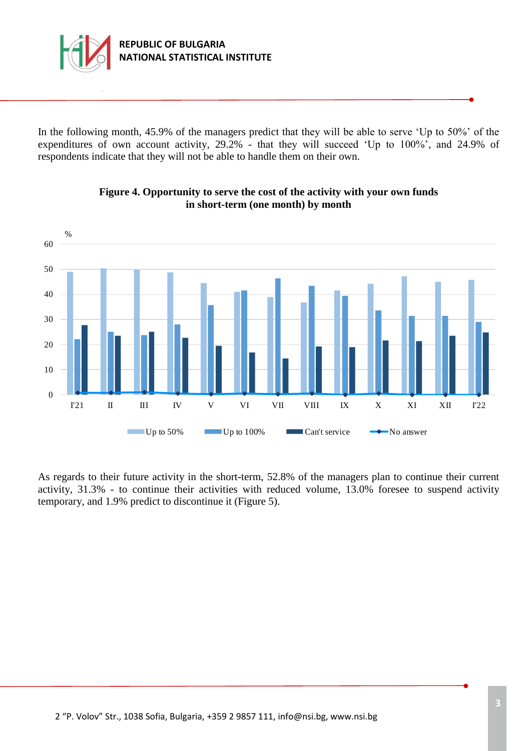In the following month, 45.9% of the managers predict that they will be able to serve 'Up to 50%' of the expenditures of own account activity, 29.2% - that they will succeed 'Up to 100%', and 24.9% of respondents indicate that they will not be able to handle them on their own.

**Figure 4. Opportunity to serve the cost of the activity with your own funds in short-term (one month) by month**

As regards to their future activity in the short-term, 52.8% of the managers plan to continue their current activity, 31.3% - to continue their activities with reduced volume, 13.0% foresee to suspend activity temporary, and 1.9% predict to discontinue it (Figure 5).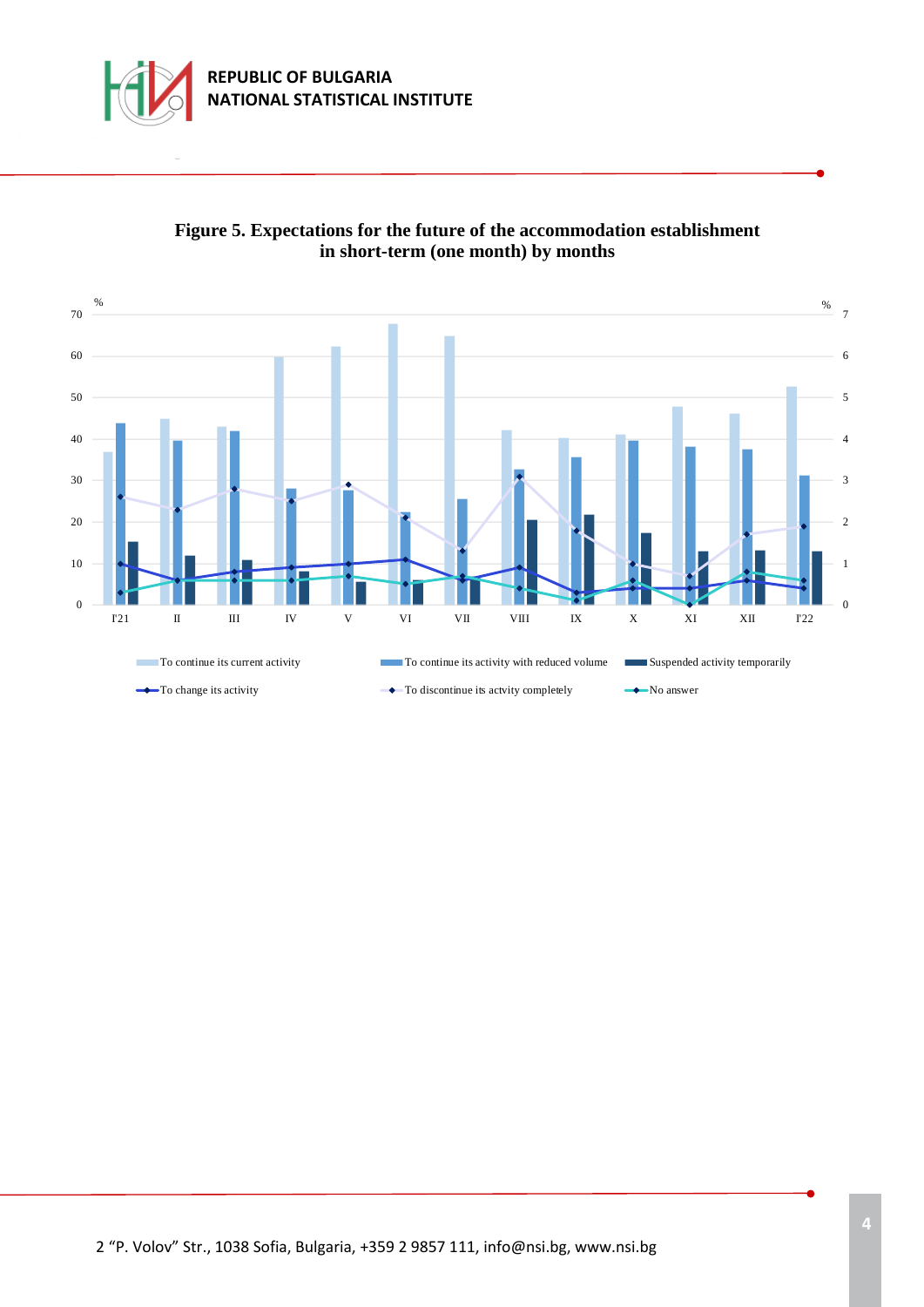**Figure 5. Expectations for the future of the accommodation establishment in short-term (one month) by months**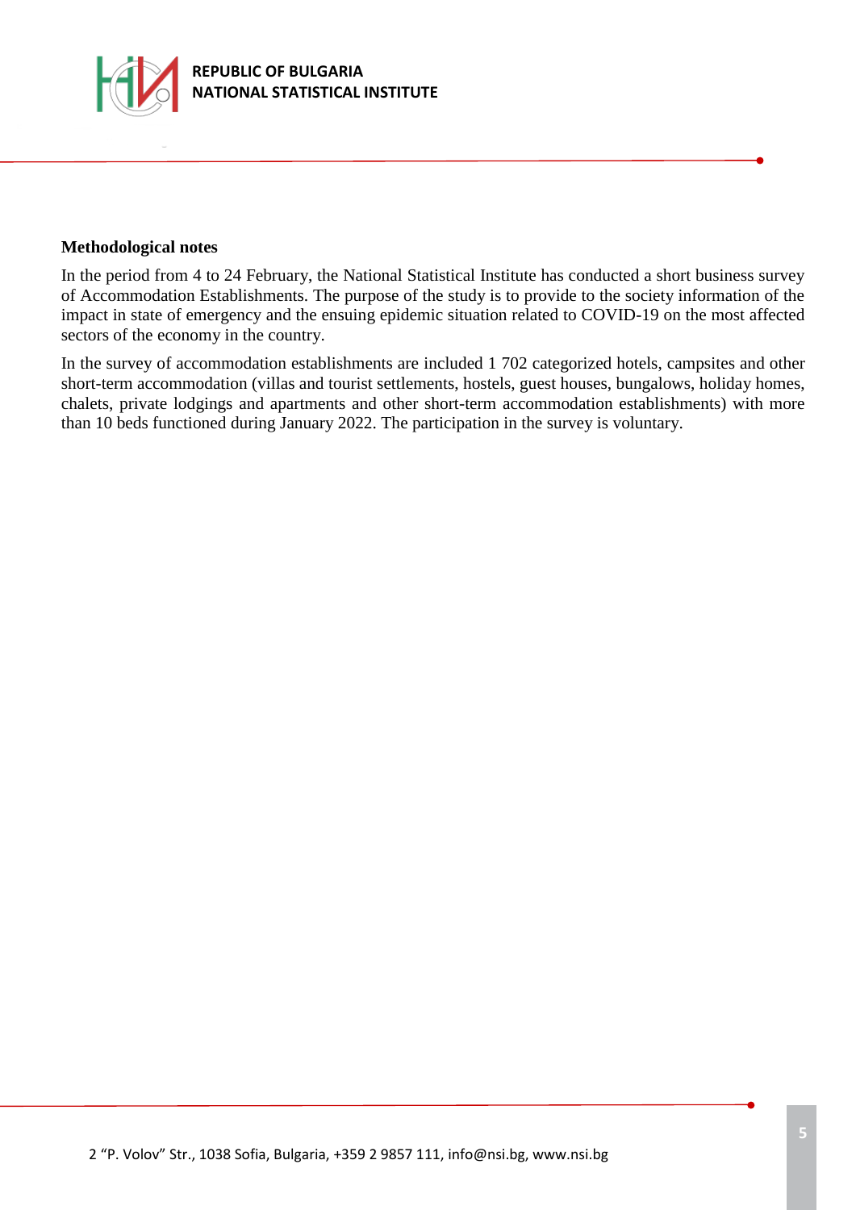### Methodological notes

In the period from 4 to 24 February, the National Statistical Institute has conducted a short business survey of Accommodation Establishments. The purpose of the study is to provide to the society information of the impact in state of emergency and the ensuing epidemic situation related to COVID-19 on the most affected sectors of the economy in the country.

In the survey of accommodation establishments are included 1 702 categorized hotels, campsites and other short-term accommodation (villas and tourist settlements, hostels, guest houses, bungalows, holiday homes, chalets, private lodgings and apartments and other short-term accommodation establishments) with more than 10 beds functioned during January 2022. The participation in the survey is voluntary.